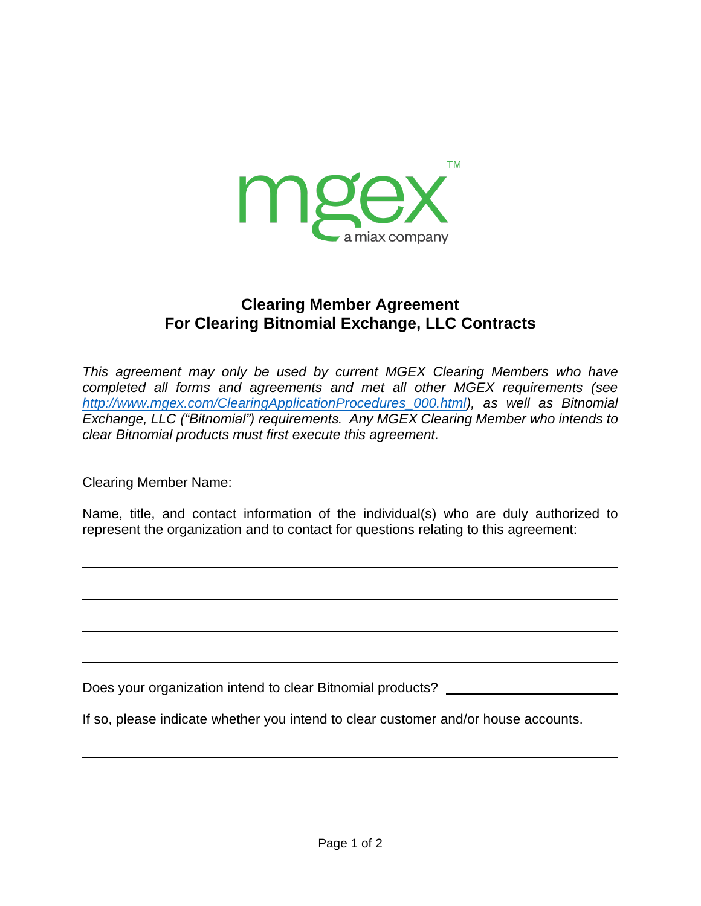# Clearing Member Agreement
# For Clearing Bitnomial Exchange, LLC Contracts

*This agreement may only be used by current MGEX Clearing Members who have completed all forms and agreements and met all other MGEX requirements (see [http://www.mgex.com/ClearingApplicationProcedures_000.html](http://www.mgex.com/ClearingApplicationProcedures_000.html)), as well as Bitnomial Exchange, LLC ("Bitnomial") requirements. Any MGEX Clearing Member who intends to clear Bitnomial products must first execute this agreement.*

Clearing Member Name: ______________________________________________

Name, title, and contact information of the individual(s) who are duly authorized to represent the organization and to contact for questions relating to this agreement:

______________________________________________________________________

______________________________________________________________________

______________________________________________________________________

______________________________________________________________________

Does your organization intend to clear Bitnomial products? ____________________

If so, please indicate whether you intend to clear customer and/or house accounts.

______________________________________________________________________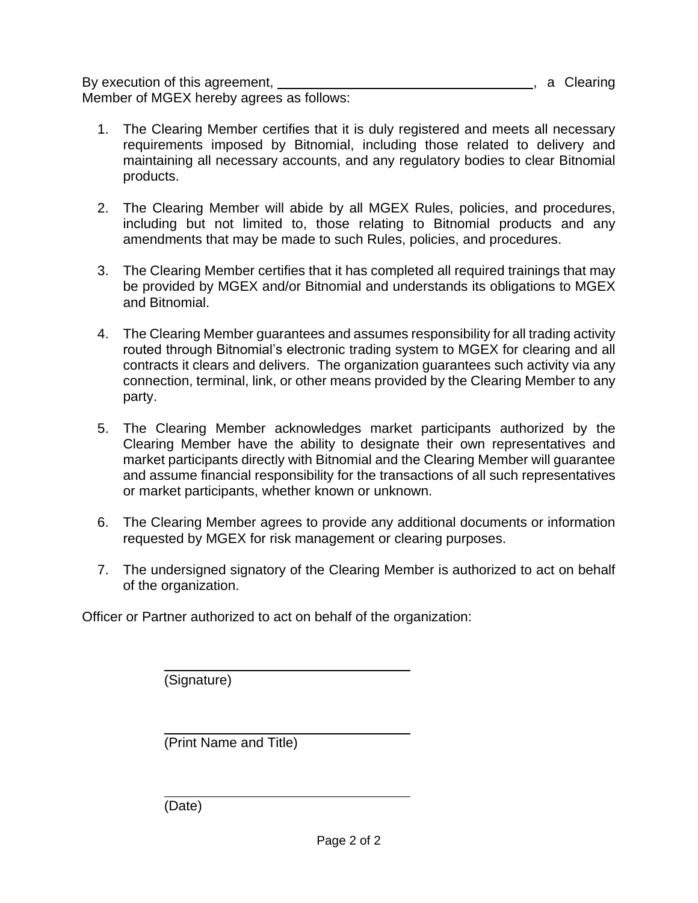By execution of this agreement, ____________________________________, a Clearing Member of MGEX hereby agrees as follows:

1. The Clearing Member certifies that it is duly registered and meets all necessary requirements imposed by Bitnomial, including those related to delivery and maintaining all necessary accounts, and any regulatory bodies to clear Bitnomial products.

2. The Clearing Member will abide by all MGEX Rules, policies, and procedures, including but not limited to, those relating to Bitnomial products and any amendments that may be made to such Rules, policies, and procedures.

3. The Clearing Member certifies that it has completed all required trainings that may be provided by MGEX and/or Bitnomial and understands its obligations to MGEX and Bitnomial.

4. The Clearing Member guarantees and assumes responsibility for all trading activity routed through Bitnomial's electronic trading system to MGEX for clearing and all contracts it clears and delivers. The organization guarantees such activity via any connection, terminal, link, or other means provided by the Clearing Member to any party.

5. The Clearing Member acknowledges market participants authorized by the Clearing Member have the ability to designate their own representatives and market participants directly with Bitnomial and the Clearing Member will guarantee and assume financial responsibility for the transactions of all such representatives or market participants, whether known or unknown.

6. The Clearing Member agrees to provide any additional documents or information requested by MGEX for risk management or clearing purposes.

7. The undersigned signatory of the Clearing Member is authorized to act on behalf of the organization.

Officer or Partner authorized to act on behalf of the organization:

____________________________________
(Signature)

____________________________________
(Print Name and Title)

____________________________________
(Date)